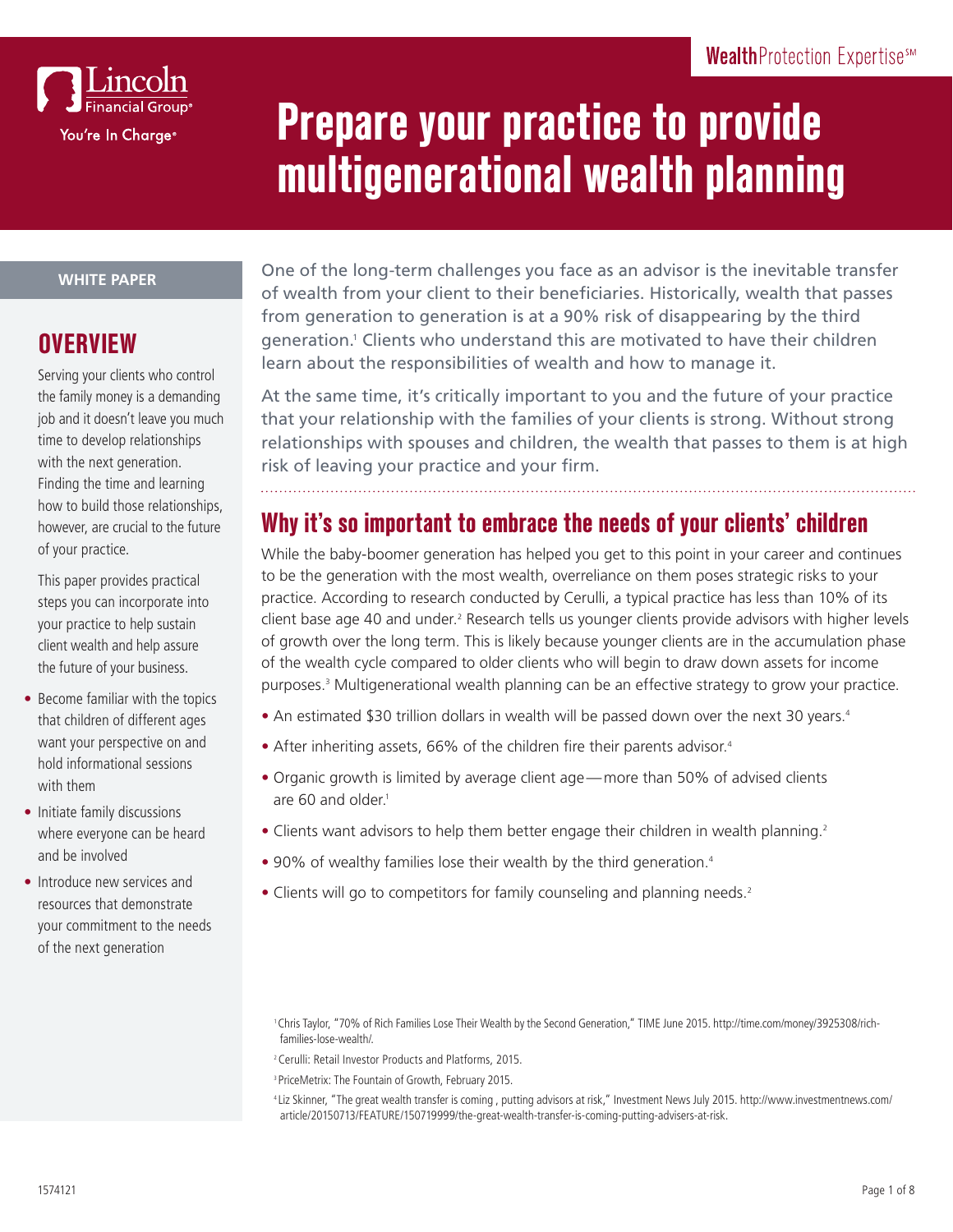Lincoln Financial Group®
You're In Charge®

**Wealth**Protection Expertise℠

# Prepare your practice to provide multigenerational wealth planning

**WHITE PAPER**

## OVERVIEW

Serving your clients who control the family money is a demanding job and it doesn't leave you much time to develop relationships with the next generation. Finding the time and learning how to build those relationships, however, are crucial to the future of your practice.

This paper provides practical steps you can incorporate into your practice to help sustain client wealth and help assure the future of your business.

- Become familiar with the topics that children of different ages want your perspective on and hold informational sessions with them
- Initiate family discussions where everyone can be heard and be involved
- Introduce new services and resources that demonstrate your commitment to the needs of the next generation

One of the long-term challenges you face as an advisor is the inevitable transfer of wealth from your client to their beneficiaries. Historically, wealth that passes from generation to generation is at a 90% risk of disappearing by the third generation.[1] Clients who understand this are motivated to have their children learn about the responsibilities of wealth and how to manage it.

At the same time, it's critically important to you and the future of your practice that your relationship with the families of your clients is strong. Without strong relationships with spouses and children, the wealth that passes to them is at high risk of leaving your practice and your firm.

## Why it's so important to embrace the needs of your clients' children

While the baby-boomer generation has helped you get to this point in your career and continues to be the generation with the most wealth, overreliance on them poses strategic risks to your practice. According to research conducted by Cerulli, a typical practice has less than 10% of its client base age 40 and under.[2] Research tells us younger clients provide advisors with higher levels of growth over the long term. This is likely because younger clients are in the accumulation phase of the wealth cycle compared to older clients who will begin to draw down assets for income purposes.[3] Multigenerational wealth planning can be an effective strategy to grow your practice.

- An estimated $30 trillion dollars in wealth will be passed down over the next 30 years.[4]
- After inheriting assets, 66% of the children fire their parents advisor.[4]
- Organic growth is limited by average client age — more than 50% of advised clients are 60 and older.[1]
- Clients want advisors to help them better engage their children in wealth planning.[2]
- 90% of wealthy families lose their wealth by the third generation.[4]
- Clients will go to competitors for family counseling and planning needs.[2]

[1] Chris Taylor, "70% of Rich Families Lose Their Wealth by the Second Generation," TIME June 2015. http://time.com/money/3925308/rich-families-lose-wealth/.

[2] Cerulli: Retail Investor Products and Platforms, 2015.

[3] PriceMetrix: The Fountain of Growth, February 2015.

[4] Liz Skinner, "The great wealth transfer is coming , putting advisors at risk," Investment News July 2015. http://www.investmentnews.com/article/20150713/FEATURE/150719999/the-great-wealth-transfer-is-coming-putting-advisers-at-risk.

1574121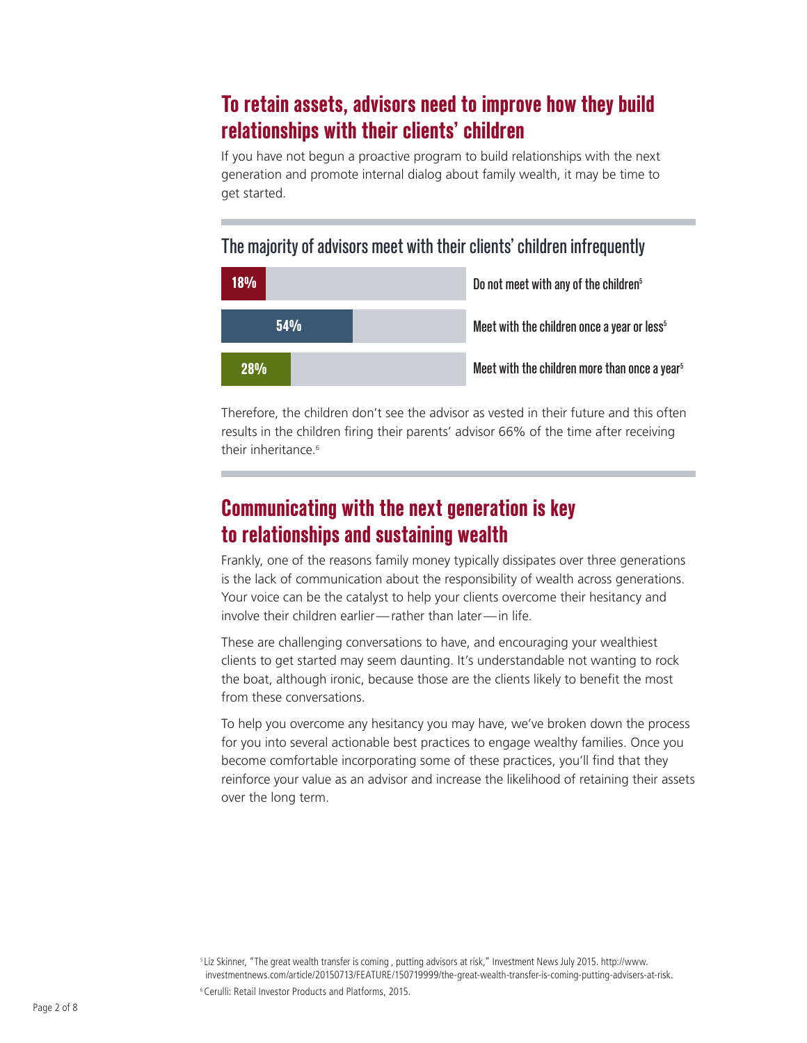## To retain assets, advisors need to improve how they build relationships with their clients' children

If you have not begun a proactive program to build relationships with the next generation and promote internal dialog about family wealth, it may be time to get started.

### The majority of advisors meet with their clients' children infrequently

| Percentage | Description |
|---|---|
| 18% | Do not meet with any of the children[5] |
| 54% | Meet with the children once a year or less[5] |
| 28% | Meet with the children more than once a year[5] |

Therefore, the children don't see the advisor as vested in their future and this often results in the children firing their parents' advisor 66% of the time after receiving their inheritance.[6]

## Communicating with the next generation is key to relationships and sustaining wealth

Frankly, one of the reasons family money typically dissipates over three generations is the lack of communication about the responsibility of wealth across generations. Your voice can be the catalyst to help your clients overcome their hesitancy and involve their children earlier — rather than later — in life.

These are challenging conversations to have, and encouraging your wealthiest clients to get started may seem daunting. It's understandable not wanting to rock the boat, although ironic, because those are the clients likely to benefit the most from these conversations.

To help you overcome any hesitancy you may have, we've broken down the process for you into several actionable best practices to engage wealthy families. Once you become comfortable incorporating some of these practices, you'll find that they reinforce your value as an advisor and increase the likelihood of retaining their assets over the long term.

[5] Liz Skinner, "The great wealth transfer is coming , putting advisors at risk," Investment News July 2015. http://www.investmentnews.com/article/20150713/FEATURE/150719999/the-great-wealth-transfer-is-coming-putting-advisers-at-risk.

[6] Cerulli: Retail Investor Products and Platforms, 2015.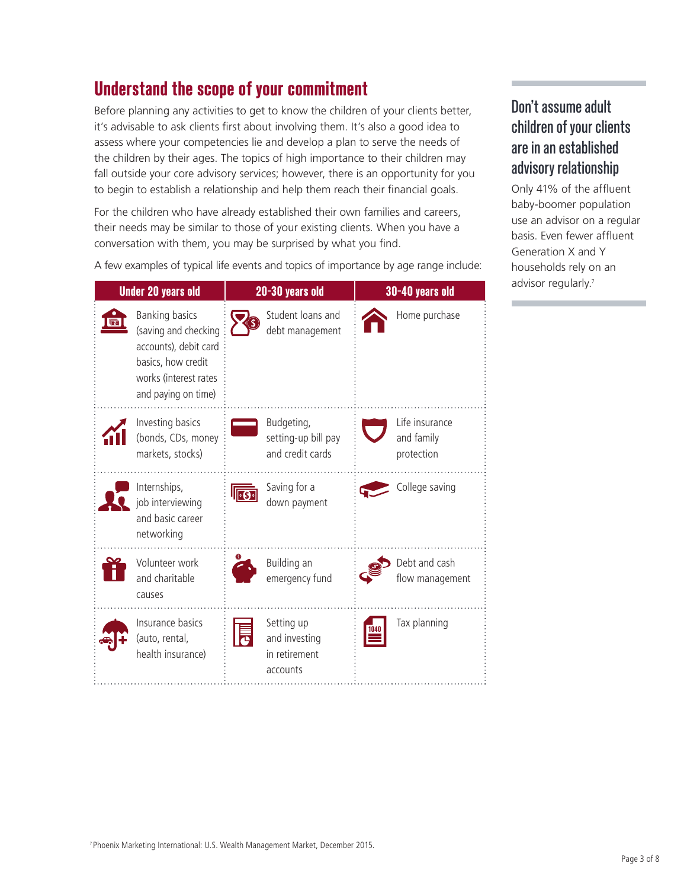## Understand the scope of your commitment

Before planning any activities to get to know the children of your clients better, it's advisable to ask clients first about involving them. It's also a good idea to assess where your competencies lie and develop a plan to serve the needs of the children by their ages. The topics of high importance to their children may fall outside your core advisory services; however, there is an opportunity for you to begin to establish a relationship and help them reach their financial goals.

For the children who have already established their own families and careers, their needs may be similar to those of your existing clients. When you have a conversation with them, you may be surprised by what you find.

A few examples of typical life events and topics of importance by age range include:

| Under 20 years old | 20-30 years old | 30-40 years old |
|---|---|---|
| Banking basics (saving and checking accounts), debit card basics, how credit works (interest rates and paying on time) | Student loans and debt management | Home purchase |
| Investing basics (bonds, CDs, money markets, stocks) | Budgeting, setting-up bill pay and credit cards | Life insurance and family protection |
| Internships, job interviewing and basic career networking | Saving for a down payment | College saving |
| Volunteer work and charitable causes | Building an emergency fund | Debt and cash flow management |
| Insurance basics (auto, rental, health insurance) | Setting up and investing in retirement accounts | Tax planning |

### Don't assume adult children of your clients are in an established advisory relationship

Only 41% of the affluent baby-boomer population use an advisor on a regular basis. Even fewer affluent Generation X and Y households rely on an advisor regularly.[7]

[7] Phoenix Marketing International: U.S. Wealth Management Market, December 2015.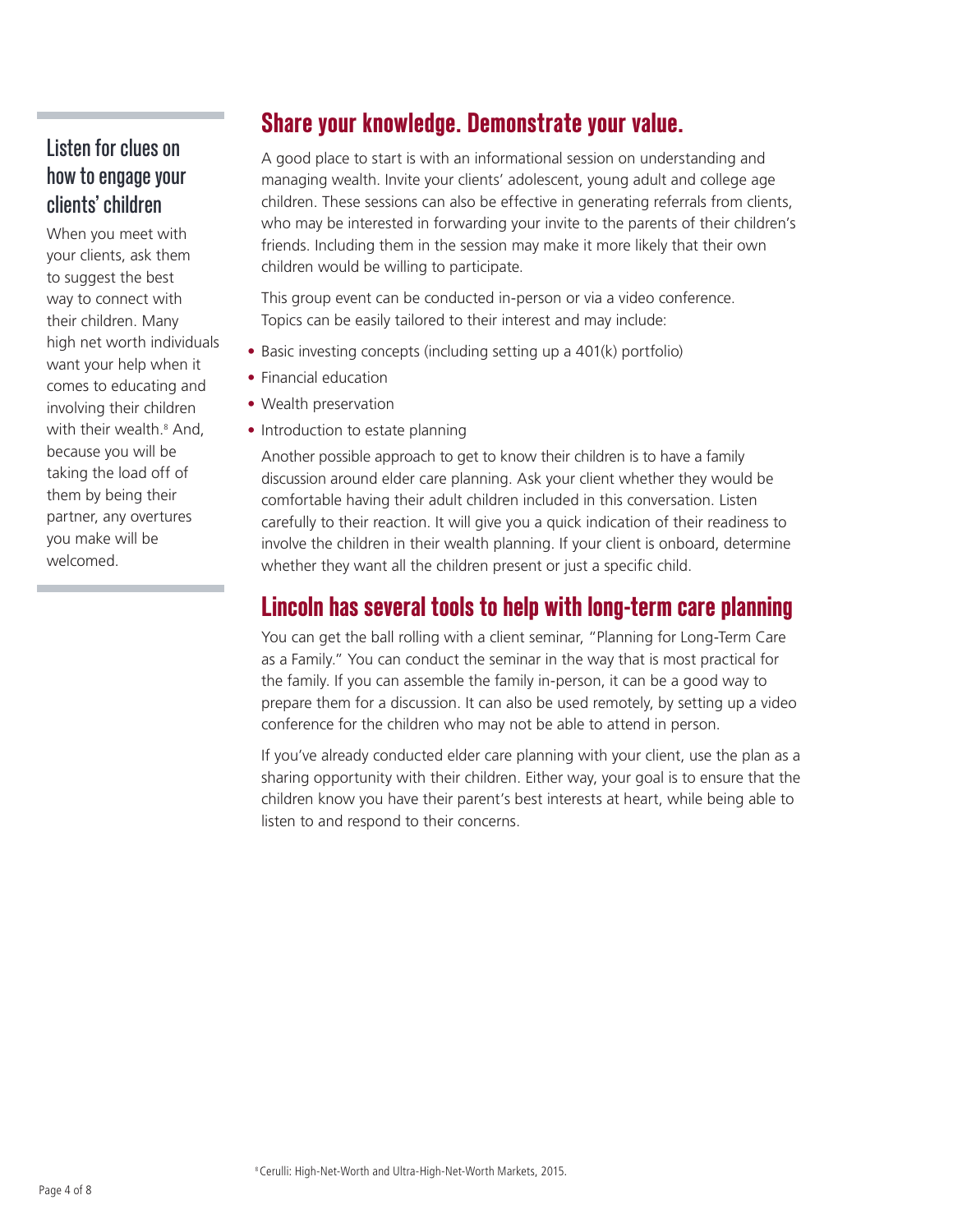## Listen for clues on how to engage your clients' children

When you meet with your clients, ask them to suggest the best way to connect with their children. Many high net worth individuals want your help when it comes to educating and involving their children with their wealth.[8] And, because you will be taking the load off of them by being their partner, any overtures you make will be welcomed.

## Share your knowledge. Demonstrate your value.

A good place to start is with an informational session on understanding and managing wealth. Invite your clients' adolescent, young adult and college age children. These sessions can also be effective in generating referrals from clients, who may be interested in forwarding your invite to the parents of their children's friends. Including them in the session may make it more likely that their own children would be willing to participate.

This group event can be conducted in-person or via a video conference. Topics can be easily tailored to their interest and may include:

- Basic investing concepts (including setting up a 401(k) portfolio)
- Financial education
- Wealth preservation
- Introduction to estate planning

Another possible approach to get to know their children is to have a family discussion around elder care planning. Ask your client whether they would be comfortable having their adult children included in this conversation. Listen carefully to their reaction. It will give you a quick indication of their readiness to involve the children in their wealth planning. If your client is onboard, determine whether they want all the children present or just a specific child.

## Lincoln has several tools to help with long-term care planning

You can get the ball rolling with a client seminar, "Planning for Long-Term Care as a Family." You can conduct the seminar in the way that is most practical for the family. If you can assemble the family in-person, it can be a good way to prepare them for a discussion. It can also be used remotely, by setting up a video conference for the children who may not be able to attend in person.

If you've already conducted elder care planning with your client, use the plan as a sharing opportunity with their children. Either way, your goal is to ensure that the children know you have their parent's best interests at heart, while being able to listen to and respond to their concerns.

[8] Cerulli: High-Net-Worth and Ultra-High-Net-Worth Markets, 2015.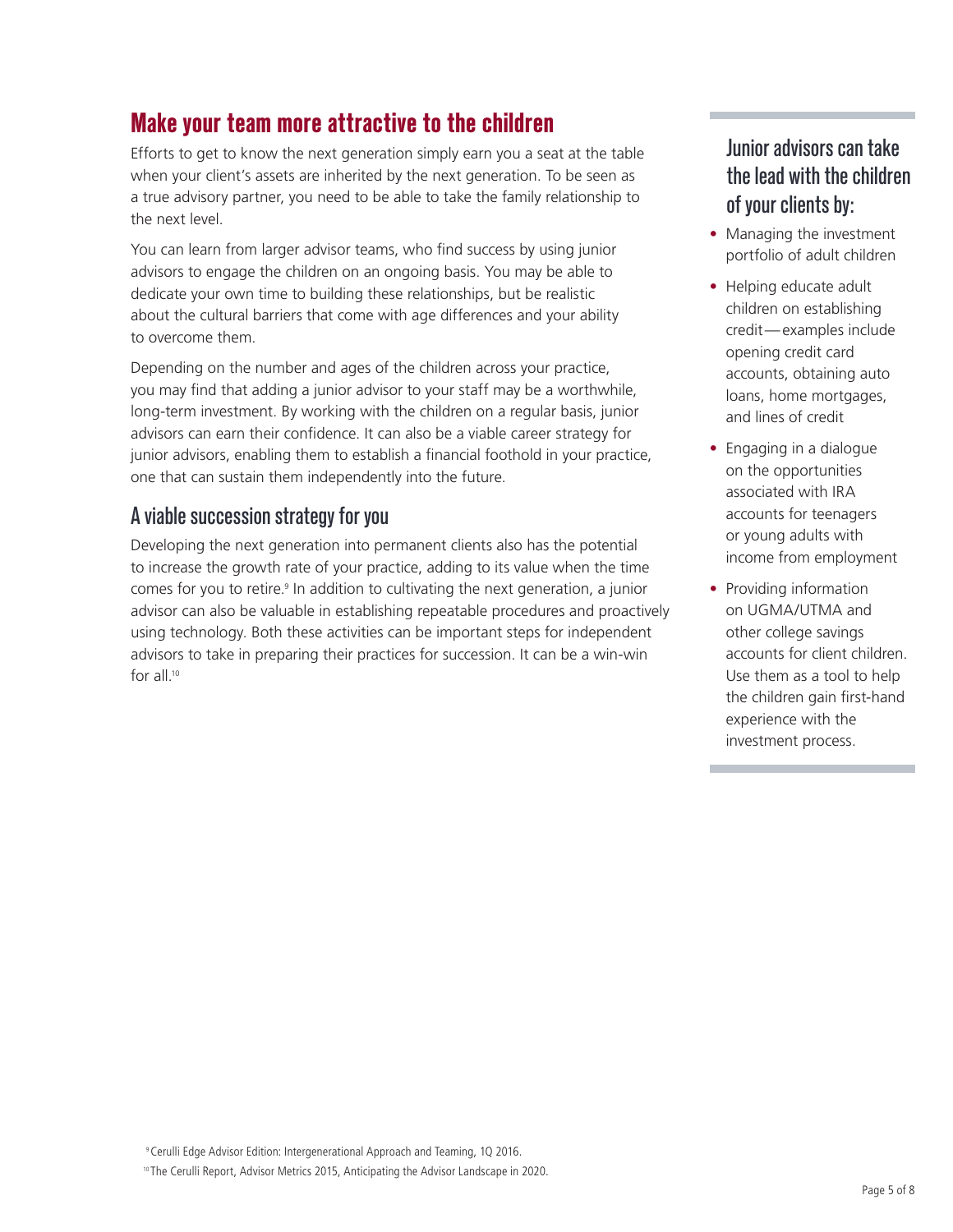## Make your team more attractive to the children

Efforts to get to know the next generation simply earn you a seat at the table when your client's assets are inherited by the next generation. To be seen as a true advisory partner, you need to be able to take the family relationship to the next level.

You can learn from larger advisor teams, who find success by using junior advisors to engage the children on an ongoing basis. You may be able to dedicate your own time to building these relationships, but be realistic about the cultural barriers that come with age differences and your ability to overcome them.

Depending on the number and ages of the children across your practice, you may find that adding a junior advisor to your staff may be a worthwhile, long-term investment. By working with the children on a regular basis, junior advisors can earn their confidence. It can also be a viable career strategy for junior advisors, enabling them to establish a financial foothold in your practice, one that can sustain them independently into the future.

### A viable succession strategy for you

Developing the next generation into permanent clients also has the potential to increase the growth rate of your practice, adding to its value when the time comes for you to retire.[9] In addition to cultivating the next generation, a junior advisor can also be valuable in establishing repeatable procedures and proactively using technology. Both these activities can be important steps for independent advisors to take in preparing their practices for succession. It can be a win-win for all.[10]

### Junior advisors can take the lead with the children of your clients by:

- Managing the investment portfolio of adult children
- Helping educate adult children on establishing credit—examples include opening credit card accounts, obtaining auto loans, home mortgages, and lines of credit
- Engaging in a dialogue on the opportunities associated with IRA accounts for teenagers or young adults with income from employment
- Providing information on UGMA/UTMA and other college savings accounts for client children. Use them as a tool to help the children gain first-hand experience with the investment process.

[9] Cerulli Edge Advisor Edition: Intergenerational Approach and Teaming, 1Q 2016.

[10] The Cerulli Report, Advisor Metrics 2015, Anticipating the Advisor Landscape in 2020.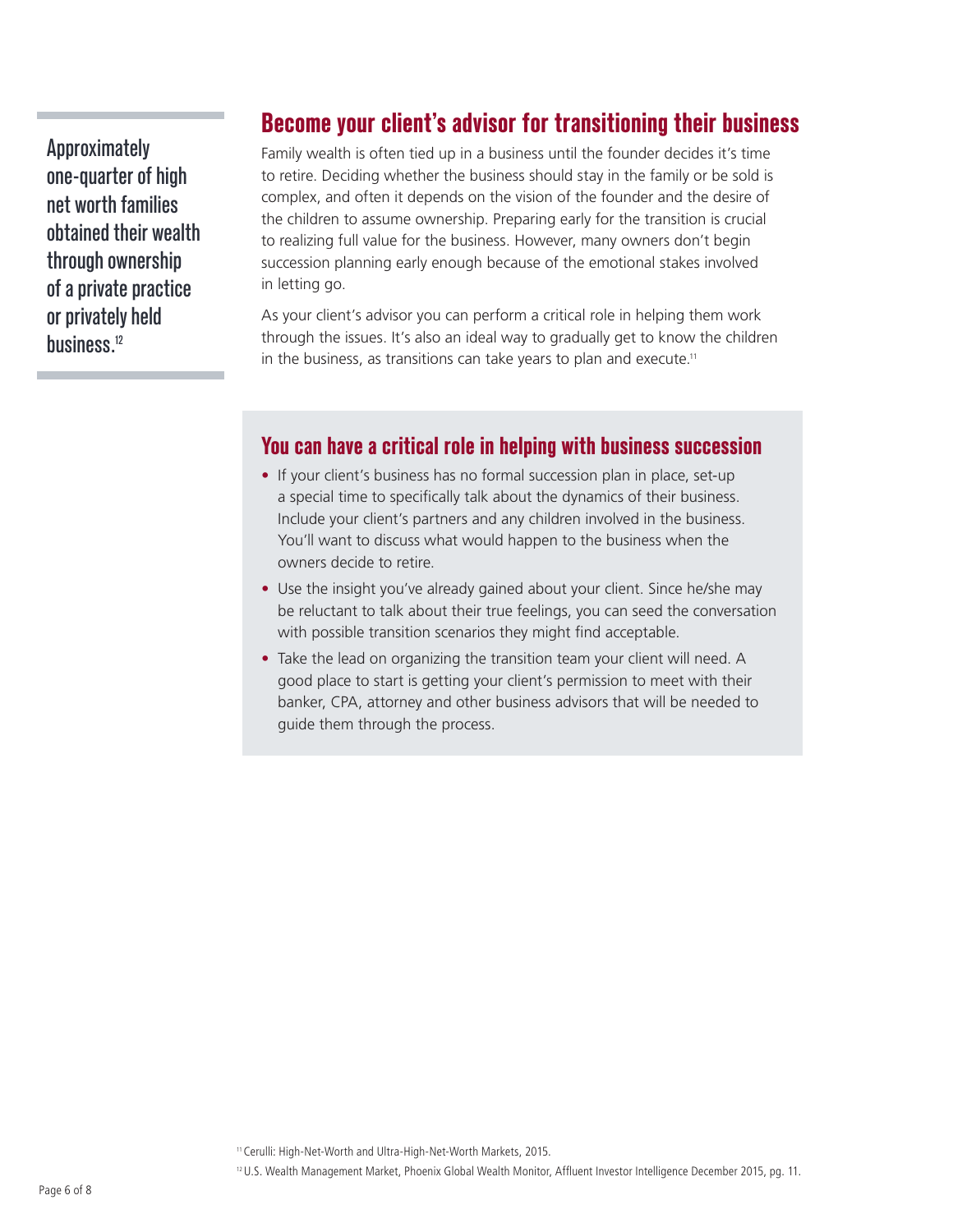Approximately one-quarter of high net worth families obtained their wealth through ownership of a private practice or privately held business.[12]

## Become your client's advisor for transitioning their business

Family wealth is often tied up in a business until the founder decides it's time to retire. Deciding whether the business should stay in the family or be sold is complex, and often it depends on the vision of the founder and the desire of the children to assume ownership. Preparing early for the transition is crucial to realizing full value for the business. However, many owners don't begin succession planning early enough because of the emotional stakes involved in letting go.

As your client's advisor you can perform a critical role in helping them work through the issues. It's also an ideal way to gradually get to know the children in the business, as transitions can take years to plan and execute.[11]

### You can have a critical role in helping with business succession

- If your client's business has no formal succession plan in place, set-up a special time to specifically talk about the dynamics of their business. Include your client's partners and any children involved in the business. You'll want to discuss what would happen to the business when the owners decide to retire.
- Use the insight you've already gained about your client. Since he/she may be reluctant to talk about their true feelings, you can seed the conversation with possible transition scenarios they might find acceptable.
- Take the lead on organizing the transition team your client will need. A good place to start is getting your client's permission to meet with their banker, CPA, attorney and other business advisors that will be needed to guide them through the process.

[11] Cerulli: High-Net-Worth and Ultra-High-Net-Worth Markets, 2015.

[12] U.S. Wealth Management Market, Phoenix Global Wealth Monitor, Affluent Investor Intelligence December 2015, pg. 11.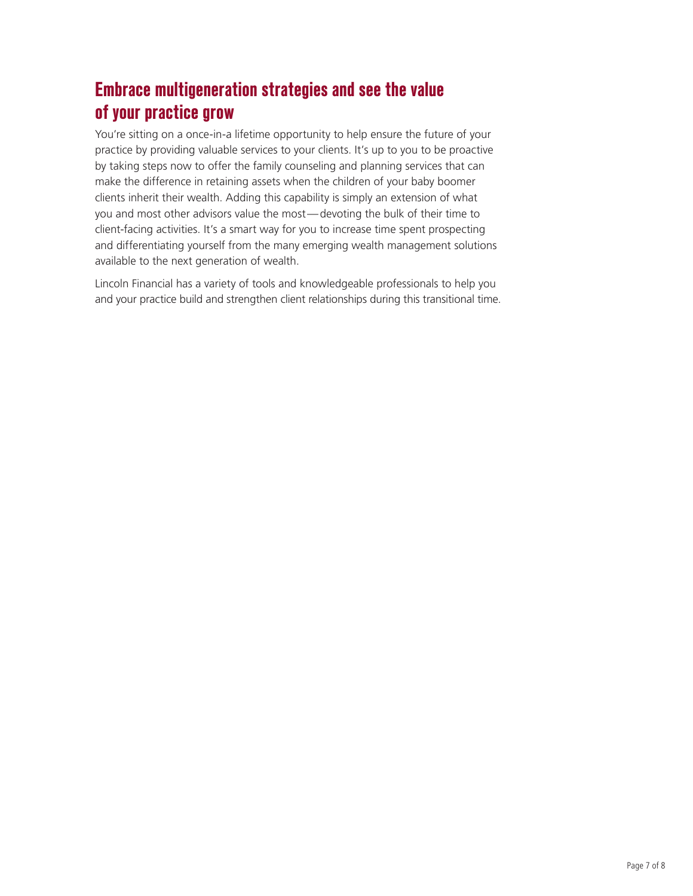## Embrace multigeneration strategies and see the value of your practice grow

You're sitting on a once-in-a lifetime opportunity to help ensure the future of your practice by providing valuable services to your clients. It's up to you to be proactive by taking steps now to offer the family counseling and planning services that can make the difference in retaining assets when the children of your baby boomer clients inherit their wealth. Adding this capability is simply an extension of what you and most other advisors value the most — devoting the bulk of their time to client-facing activities. It's a smart way for you to increase time spent prospecting and differentiating yourself from the many emerging wealth management solutions available to the next generation of wealth.

Lincoln Financial has a variety of tools and knowledgeable professionals to help you and your practice build and strengthen client relationships during this transitional time.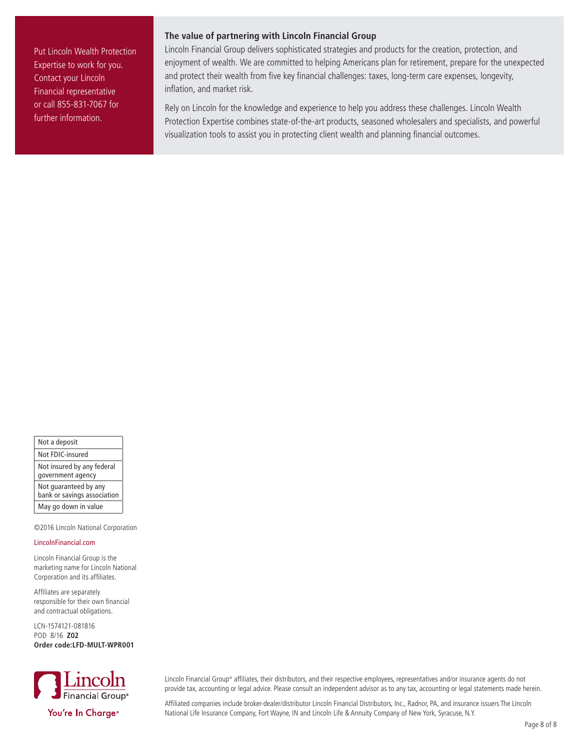Put Lincoln Wealth Protection Expertise to work for you. Contact your Lincoln Financial representative or call 855-831-7067 for further information.

**The value of partnering with Lincoln Financial Group**

Lincoln Financial Group delivers sophisticated strategies and products for the creation, protection, and enjoyment of wealth. We are committed to helping Americans plan for retirement, prepare for the unexpected and protect their wealth from five key financial challenges: taxes, long-term care expenses, longevity, inflation, and market risk.

Rely on Lincoln for the knowledge and experience to help you address these challenges. Lincoln Wealth Protection Expertise combines state-of-the-art products, seasoned wholesalers and specialists, and powerful visualization tools to assist you in protecting client wealth and planning financial outcomes.

| |
|---|
| Not a deposit |
| Not FDIC-insured |
| Not insured by any federal government agency |
| Not guaranteed by any bank or savings association |
| May go down in value |

©2016 Lincoln National Corporation

LincolnFinancial.com

Lincoln Financial Group is the marketing name for Lincoln National Corporation and its affiliates.

Affiliates are separately responsible for their own financial and contractual obligations.

LCN-1574121-081816
POD 8/16 **Z02**
**Order code:LFD-MULT-WPR001**

Lincoln Financial Group®
You're In Charge®

Lincoln Financial Group® affiliates, their distributors, and their respective employees, representatives and/or insurance agents do not provide tax, accounting or legal advice. Please consult an independent advisor as to any tax, accounting or legal statements made herein.

Affiliated companies include broker-dealer/distributor Lincoln Financial Distributors, Inc., Radnor, PA, and insurance issuers The Lincoln National Life Insurance Company, Fort Wayne, IN and Lincoln Life & Annuity Company of New York, Syracuse, N.Y.